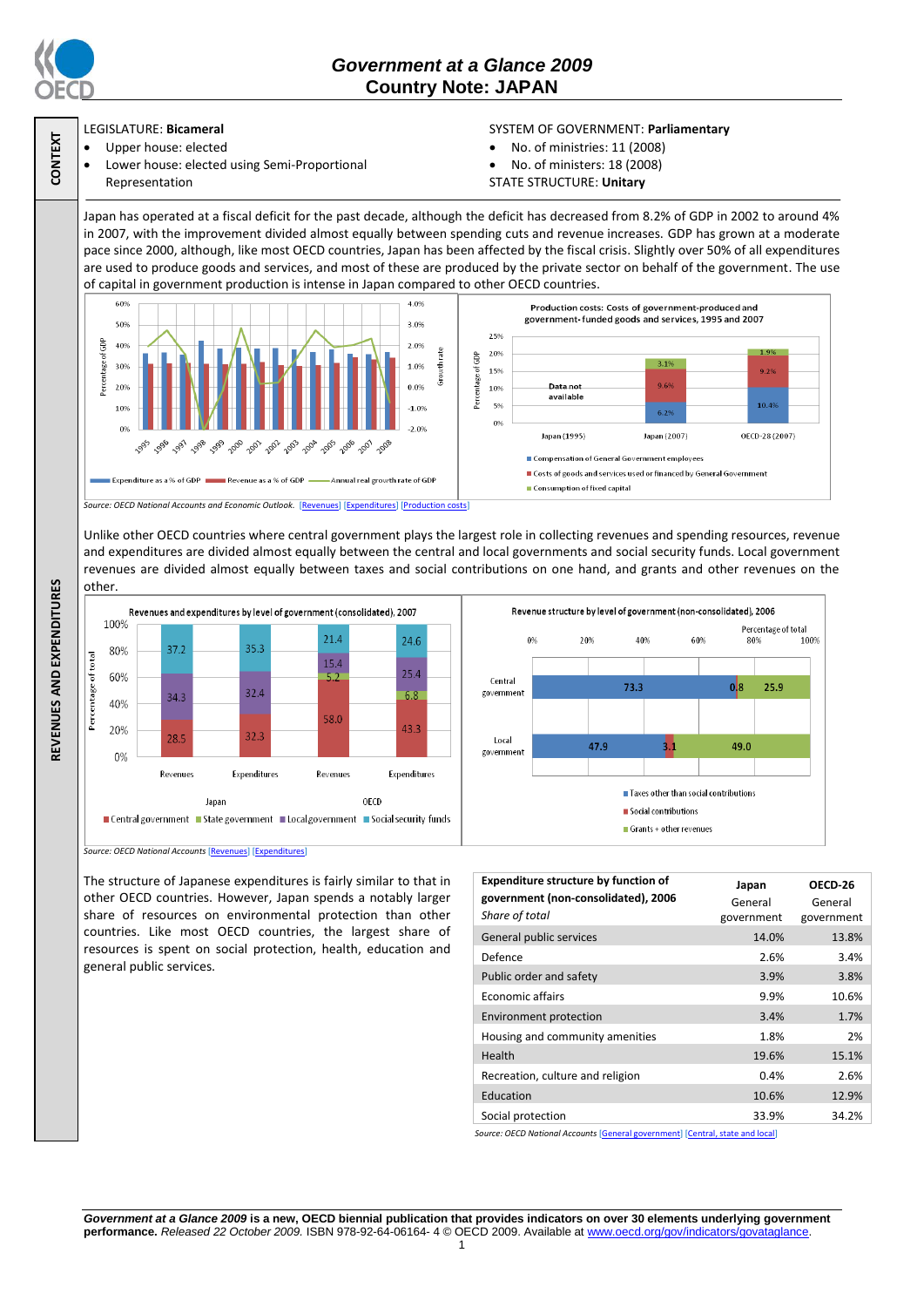# Government at a Glance 2009
## Country Note: JAPAN

**CONTEXT**

LEGISLATURE: **Bicameral**

- Upper house: elected
- Lower house: elected using Semi-Proportional Representation

SYSTEM OF GOVERNMENT: **Parliamentary**

- No. of ministries: 11 (2008)
- No. of ministers: 18 (2008)

STATE STRUCTURE: **Unitary**

**REVENUES AND EXPENDITURES**

Japan has operated at a fiscal deficit for the past decade, although the deficit has decreased from 8.2% of GDP in 2002 to around 4% in 2007, with the improvement divided almost equally between spending cuts and revenue increases. GDP has grown at a moderate pace since 2000, although, like most OECD countries, Japan has been affected by the fiscal crisis. Slightly over 50% of all expenditures are used to produce goods and services, and most of these are produced by the private sector on behalf of the government. The use of capital in government production is intense in Japan compared to other OECD countries.

Legend: Expenditure as a % of GDP; Revenue as a % of GDP; Annual real growth rate of GDP

**Production costs: Costs of government-produced and government-funded goods and services, 1995 and 2007**

| | Japan (1995) | Japan (2007) | OECD-28 (2007) |
|---|---|---|---|
| Compensation of General Government employees | Data not available | 6.2% | 10.4% |
| Costs of goods and services used or financed by General Government | | 9.6% | 9.2% |
| Consumption of fixed capital | | 3.1% | 1.9% |

*Source: OECD National Accounts and Economic Outlook.* [Revenues] [Expenditures] [Production costs]

Unlike other OECD countries where central government plays the largest role in collecting revenues and spending resources, revenue and expenditures are divided almost equally between the central and local governments and social security funds. Local government revenues are divided almost equally between taxes and social contributions on one hand, and grants and other revenues on the other.

**Revenues and expenditures by level of government (consolidated), 2007**

Percentage of total

| | Japan Revenues | Japan Expenditures | OECD Revenues | OECD Expenditures |
|---|---|---|---|---|
| Central government | 28.5 | 32.3 | 58.0 | 43.3 |
| State government | | | 5.2 | 6.8 |
| Local government | 34.3 | 32.4 | 15.4 | 25.4 |
| Social security funds | 37.2 | 35.3 | 21.4 | 24.6 |

**Revenue structure by level of government (non-consolidated), 2006**

Percentage of total

| | Taxes other than social contributions | Social contributions | Grants + other revenues |
|---|---|---|---|
| Central government | 73.3 | 0.8 | 25.9 |
| Local government | 47.9 | 3.1 | 49.0 |

*Source: OECD National Accounts* [Revenues] [Expenditures]

The structure of Japanese expenditures is fairly similar to that in other OECD countries. However, Japan spends a notably larger share of resources on environmental protection than other countries. Like most OECD countries, the largest share of resources is spent on social protection, health, education and general public services.

| **Expenditure structure by function of government (non-consolidated), 2006** *Share of total* | **Japan** General government | **OECD-26** General government |
|---|---|---|
| General public services | 14.0% | 13.8% |
| Defence | 2.6% | 3.4% |
| Public order and safety | 3.9% | 3.8% |
| Economic affairs | 9.9% | 10.6% |
| Environment protection | 3.4% | 1.7% |
| Housing and community amenities | 1.8% | 2% |
| Health | 19.6% | 15.1% |
| Recreation, culture and religion | 0.4% | 2.6% |
| Education | 10.6% | 12.9% |
| Social protection | 33.9% | 34.2% |

*Source: OECD National Accounts* [General government] [Central, state and local]

***Government at a Glance 2009*** **is a new, OECD biennial publication that provides indicators on over 30 elements underlying government performance.** *Released 22 October 2009.* ISBN 978-92-64-06164- 4 © OECD 2009. Available at www.oecd.org/gov/indicators/govataglance.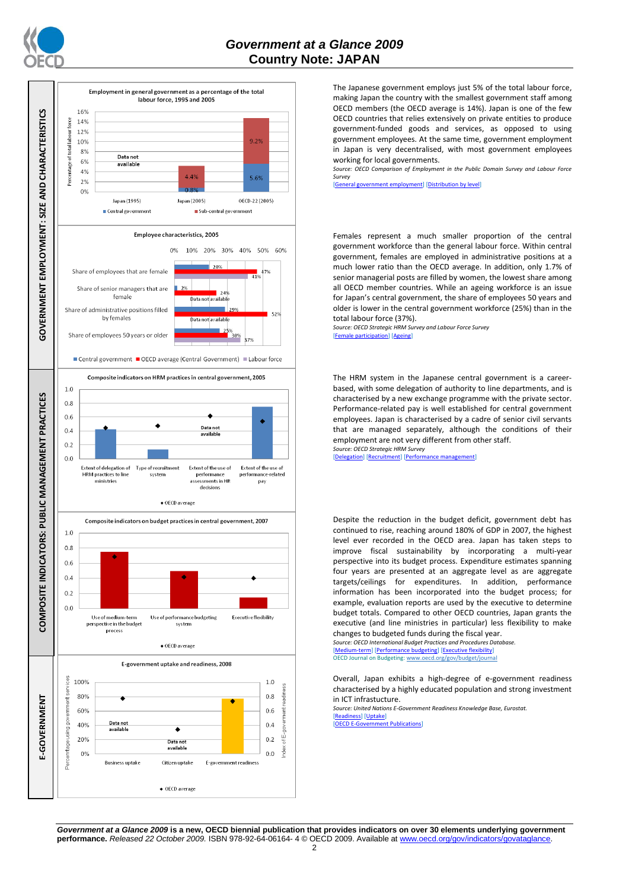# Government at a Glance 2009
# Country Note: JAPAN

## GOVERNMENT EMPLOYMENT: SIZE AND CHARACTERISTICS

**Employment in general government as a percentage of the total labour force, 1995 and 2005**

| | Central government | Sub-central government |
|---|---|---|
| Japan (1995) | Data not available | Data not available |
| Japan (2005) | 0.8% | 4.4% |
| OECD-22 (2005) | 5.6% | 9.2% |

The Japanese government employs just 5% of the total labour force, making Japan the country with the smallest government staff among OECD members (the OECD average is 14%). Japan is one of the few OECD countries that relies extensively on private entities to produce government-funded goods and services, as opposed to using government employees. At the same time, government employment in Japan is very decentralised, with most government employees working for local governments.

*Source: OECD Comparison of Employment in the Public Domain Survey and Labour Force Survey*

[General government employment] [Distribution by level]

**Employee characteristics, 2005**

| | Central government | OECD average (Central Government) | Labour force |
|---|---|---|---|
| Share of employees that are female | 20% | 47% | 41% |
| Share of senior managers that are female | 2% | 24% | Data not available |
| Share of administrative positions filled by females | 29% | 52% | Data not available |
| Share of employees 50 years or older | 25% | 30% | 37% |

Females represent a much smaller proportion of the central government workforce than the general labour force. Within central government, females are employed in administrative positions at a much lower ratio than the OECD average. In addition, only 1.7% of senior managerial posts are filled by women, the lowest share among all OECD member countries. While an ageing workforce is an issue for Japan's central government, the share of employees 50 years and older is lower in the central government workforce (25%) than in the total labour force (37%).

*Source: OECD Strategic HRM Survey and Labour Force Survey*

[Female participation] [Ageing]

## COMPOSITE INDICATORS: PUBLIC MANAGEMENT PRACTICES

**Composite indicators on HRM practices in central government, 2005**

Extent of delegation of HRM practices to line ministries; Type of recruitment system; Extent of the use of performance assessments in HR decisions (Data not available); Extent of the use of performance-related pay

◆ OECD average

The HRM system in the Japanese central government is a career-based, with some delegation of authority to line departments, and is characterised by a new exchange programme with the private sector. Performance-related pay is well established for central government employees. Japan is characterised by a cadre of senior civil servants that are managed separately, although the conditions of their employment are not very different from other staff.

*Source: OECD Strategic HRM Survey*

[Delegation] [Recruitment] [Performance management]

**Composite indicators on budget practices in central government, 2007**

Use of medium-term perspective in the budget process; Use of performance budgeting system; Executive flexibility

◆ OECD average

Despite the reduction in the budget deficit, government debt has continued to rise, reaching around 180% of GDP in 2007, the highest level ever recorded in the OECD area. Japan has taken steps to improve fiscal sustainability by incorporating a multi-year perspective into its budget process. Expenditure estimates spanning four years are presented at an aggregate level as are aggregate targets/ceilings for expenditures. In addition, performance information has been incorporated into the budget process; for example, evaluation reports are used by the executive to determine budget totals. Compared to other OECD countries, Japan grants the executive (and line ministries in particular) less flexibility to make changes to budgeted funds during the fiscal year.

*Source: OECD International Budget Practices and Procedures Database.*

[Medium-term] [Performance budgeting] [Executive flexibility]

OECD Journal on Budgeting: www.oecd.org/gov/budget/journal

## E-GOVERNMENT

**E-government uptake and readiness, 2008**

Business uptake (Data not available); Citizen uptake (Data not available); E-government readiness

◆ OECD average

Overall, Japan exhibits a high-degree of e-government readiness characterised by a highly educated population and strong investment in ICT infrastructure.

*Source: United Nations E-Government Readiness Knowledge Base, Eurostat.*

[Readiness] [Uptake]

[OECD E-Government Publications]

***Government at a Glance 2009*** **is a new, OECD biennial publication that provides indicators on over 30 elements underlying government performance.** *Released 22 October 2009.* ISBN 978-92-64-06164- 4 © OECD 2009. Available at www.oecd.org/gov/indicators/govataglance.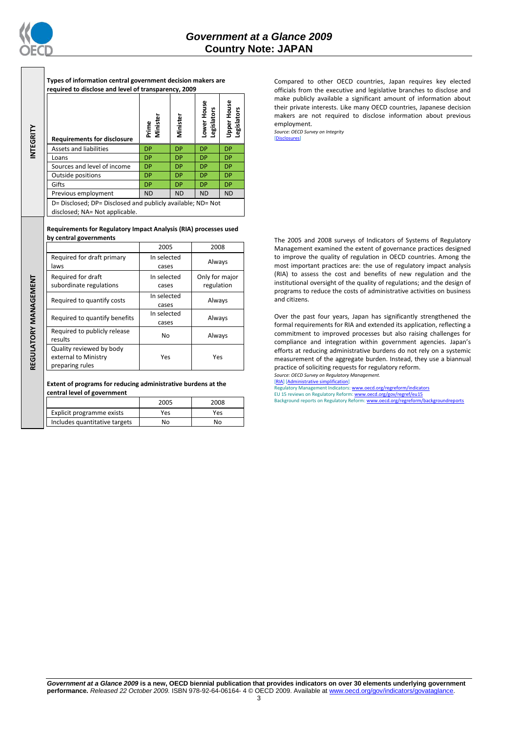## INTEGRITY

**Types of information central government decision makers are required to disclose and level of transparency, 2009**

| Requirements for disclosure | Prime Minister | Minister | Lower House Legislators | Upper House Legislators |
|---|---|---|---|---|
| Assets and liabilities | DP | DP | DP | DP |
| Loans | DP | DP | DP | DP |
| Sources and level of income | DP | DP | DP | DP |
| Outside positions | DP | DP | DP | DP |
| Gifts | DP | DP | DP | DP |
| Previous employment | ND | ND | ND | ND |

D= Disclosed; DP= Disclosed and publicly available; ND= Not disclosed; NA= Not applicable.

Compared to other OECD countries, Japan requires key elected officials from the executive and legislative branches to disclose and make publicly available a significant amount of information about their private interests. Like many OECD countries, Japanese decision makers are not required to disclose information about previous employment.

*Source: OECD Survey on Integrity*
[Disclosures]

## REGULATORY MANAGEMENT

**Requirements for Regulatory Impact Analysis (RIA) processes used by central governments**

| | 2005 | 2008 |
|---|---|---|
| Required for draft primary laws | In selected cases | Always |
| Required for draft subordinate regulations | In selected cases | Only for major regulation |
| Required to quantify costs | In selected cases | Always |
| Required to quantify benefits | In selected cases | Always |
| Required to publicly release results | No | Always |
| Quality reviewed by body external to Ministry preparing rules | Yes | Yes |

**Extent of programs for reducing administrative burdens at the central level of government**

| | 2005 | 2008 |
|---|---|---|
| Explicit programme exists | Yes | Yes |
| Includes quantitative targets | No | No |

The 2005 and 2008 surveys of Indicators of Systems of Regulatory Management examined the extent of governance practices designed to improve the quality of regulation in OECD countries. Among the most important practices are: the use of regulatory impact analysis (RIA) to assess the cost and benefits of new regulation and the institutional oversight of the quality of regulations; and the design of programs to reduce the costs of administrative activities on business and citizens.

Over the past four years, Japan has significantly strengthened the formal requirements for RIA and extended its application, reflecting a commitment to improved processes but also raising challenges for compliance and integration within government agencies. Japan's efforts at reducing administrative burdens do not rely on a systemic measurement of the aggregate burden. Instead, they use a biannual practice of soliciting requests for regulatory reform.

*Source: OECD Survey on Regulatory Management.*
[RIA] [Administrative simplification]
Regulatory Management Indicators: www.oecd.org/regreform/indicators
EU 15 reviews on Regulatory Reform: www.oecd.org/gov/regref/eu15
Background reports on Regulatory Reform: www.oecd.org/regreform/backgroundreports

***Government at a Glance 2009* is a new, OECD biennial publication that provides indicators on over 30 elements underlying government performance.** *Released 22 October 2009.* ISBN 978-92-64-06164- 4 © OECD 2009. Available at www.oecd.org/gov/indicators/govataglance.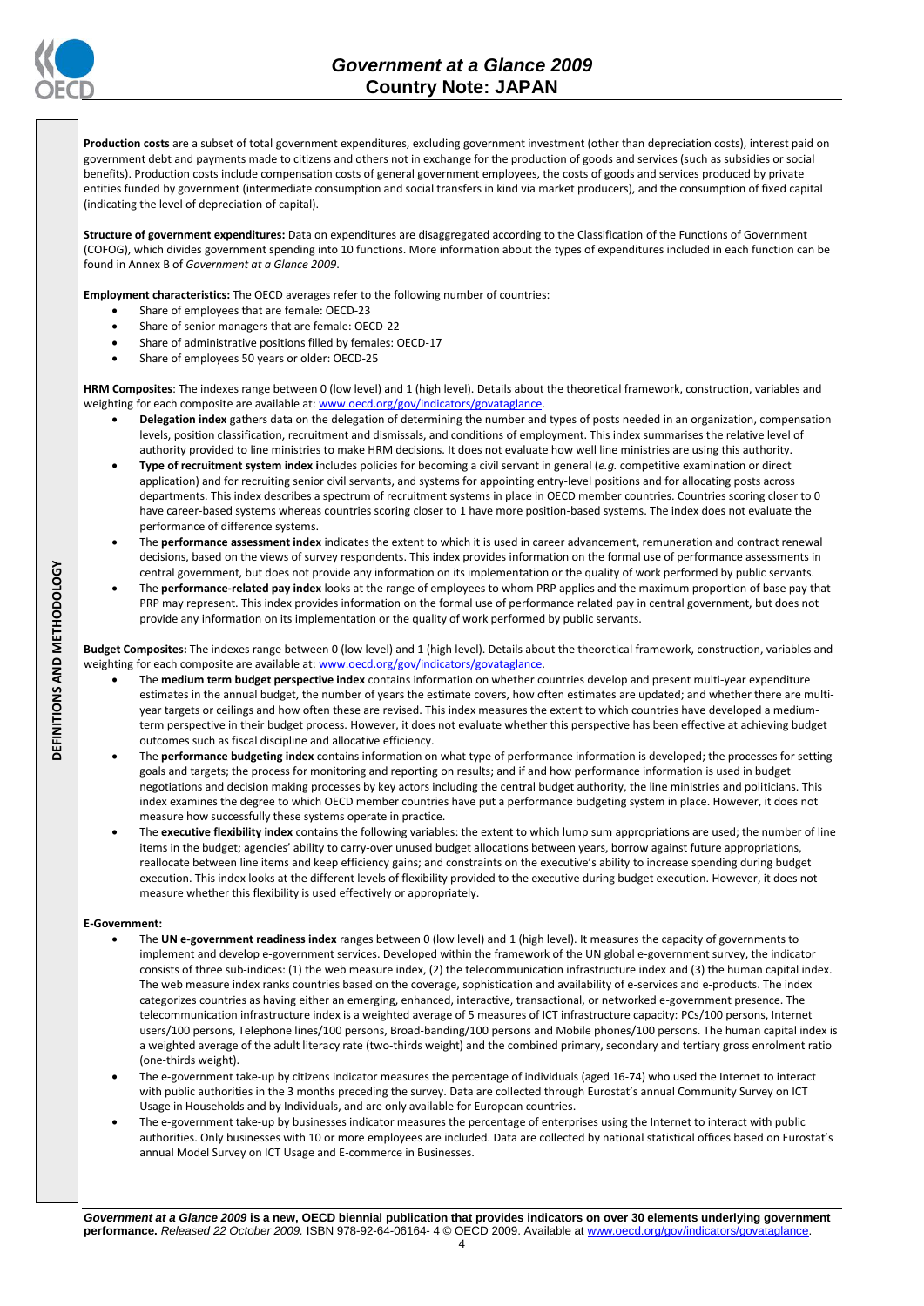**Production costs** are a subset of total government expenditures, excluding government investment (other than depreciation costs), interest paid on government debt and payments made to citizens and others not in exchange for the production of goods and services (such as subsidies or social benefits). Production costs include compensation costs of general government employees, the costs of goods and services produced by private entities funded by government (intermediate consumption and social transfers in kind via market producers), and the consumption of fixed capital (indicating the level of depreciation of capital).

**Structure of government expenditures:** Data on expenditures are disaggregated according to the Classification of the Functions of Government (COFOG), which divides government spending into 10 functions. More information about the types of expenditures included in each function can be found in Annex B of *Government at a Glance 2009*.

**Employment characteristics:** The OECD averages refer to the following number of countries:

- Share of employees that are female: OECD-23
- Share of senior managers that are female: OECD-22
- Share of administrative positions filled by females: OECD-17
- Share of employees 50 years or older: OECD-25

**HRM Composites**: The indexes range between 0 (low level) and 1 (high level). Details about the theoretical framework, construction, variables and weighting for each composite are available at: www.oecd.org/gov/indicators/govataglance.

- **Delegation index** gathers data on the delegation of determining the number and types of posts needed in an organization, compensation levels, position classification, recruitment and dismissals, and conditions of employment. This index summarises the relative level of authority provided to line ministries to make HRM decisions. It does not evaluate how well line ministries are using this authority.
- **Type of recruitment system index i**ncludes policies for becoming a civil servant in general (*e.g.* competitive examination or direct application) and for recruiting senior civil servants, and systems for appointing entry-level positions and for allocating posts across departments. This index describes a spectrum of recruitment systems in place in OECD member countries. Countries scoring closer to 0 have career-based systems whereas countries scoring closer to 1 have more position-based systems. The index does not evaluate the performance of difference systems.
- The **performance assessment index** indicates the extent to which it is used in career advancement, remuneration and contract renewal decisions, based on the views of survey respondents. This index provides information on the formal use of performance assessments in central government, but does not provide any information on its implementation or the quality of work performed by public servants.
- The **performance-related pay index** looks at the range of employees to whom PRP applies and the maximum proportion of base pay that PRP may represent. This index provides information on the formal use of performance related pay in central government, but does not provide any information on its implementation or the quality of work performed by public servants.

**Budget Composites:** The indexes range between 0 (low level) and 1 (high level). Details about the theoretical framework, construction, variables and weighting for each composite are available at: www.oecd.org/gov/indicators/govataglance.

- The **medium term budget perspective index** contains information on whether countries develop and present multi-year expenditure estimates in the annual budget, the number of years the estimate covers, how often estimates are updated; and whether there are multi-year targets or ceilings and how often these are revised. This index measures the extent to which countries have developed a medium-term perspective in their budget process. However, it does not evaluate whether this perspective has been effective at achieving budget outcomes such as fiscal discipline and allocative efficiency.
- The **performance budgeting index** contains information on what type of performance information is developed; the processes for setting goals and targets; the process for monitoring and reporting on results; and if and how performance information is used in budget negotiations and decision making processes by key actors including the central budget authority, the line ministries and politicians. This index examines the degree to which OECD member countries have put a performance budgeting system in place. However, it does not measure how successfully these systems operate in practice.
- The **executive flexibility index** contains the following variables: the extent to which lump sum appropriations are used; the number of line items in the budget; agencies' ability to carry-over unused budget allocations between years, borrow against future appropriations, reallocate between line items and keep efficiency gains; and constraints on the executive's ability to increase spending during budget execution. This index looks at the different levels of flexibility provided to the executive during budget execution. However, it does not measure whether this flexibility is used effectively or appropriately.

**E-Government:**

- The **UN e-government readiness index** ranges between 0 (low level) and 1 (high level). It measures the capacity of governments to implement and develop e-government services. Developed within the framework of the UN global e-government survey, the indicator consists of three sub-indices: (1) the web measure index, (2) the telecommunication infrastructure index and (3) the human capital index. The web measure index ranks countries based on the coverage, sophistication and availability of e-services and e-products. The index categorizes countries as having either an emerging, enhanced, interactive, transactional, or networked e-government presence. The telecommunication infrastructure index is a weighted average of 5 measures of ICT infrastructure capacity: PCs/100 persons, Internet users/100 persons, Telephone lines/100 persons, Broad-banding/100 persons and Mobile phones/100 persons. The human capital index is a weighted average of the adult literacy rate (two-thirds weight) and the combined primary, secondary and tertiary gross enrolment ratio (one-thirds weight).
- The e-government take-up by citizens indicator measures the percentage of individuals (aged 16-74) who used the Internet to interact with public authorities in the 3 months preceding the survey. Data are collected through Eurostat's annual Community Survey on ICT Usage in Households and by Individuals, and are only available for European countries.
- The e-government take-up by businesses indicator measures the percentage of enterprises using the Internet to interact with public authorities. Only businesses with 10 or more employees are included. Data are collected by national statistical offices based on Eurostat's annual Model Survey on ICT Usage and E-commerce in Businesses.